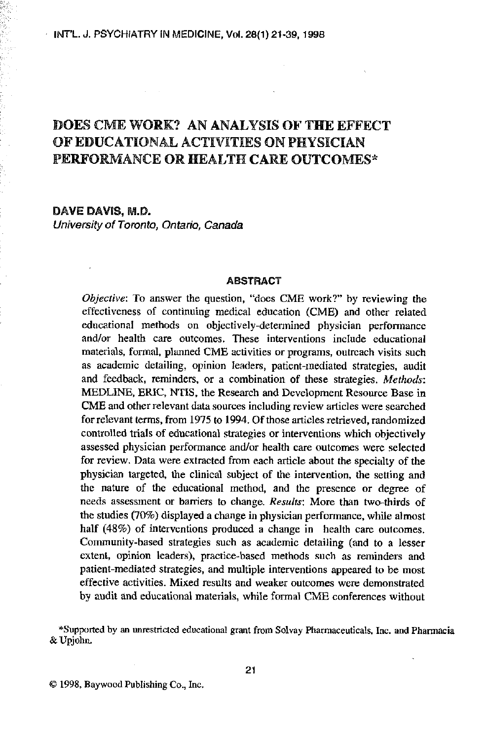# DOES CME WORK? AN ANALYSIS OF THE EFFECT OF EDUCATIONAL ACTIVITIES ON PHYSICIAN PERFORMANCE OR HEALTH CARE OUTCOMES*

**DAVE DAVIS, M.D.**

*University of Toronto, Ontario, Canada*

## ABSTRACT

*Objective*: To answer the question, "does CME work?" by reviewing the effectiveness of continuing medical education (CME) and other related educational methods on objectively-determined physician performance and/or health care outcomes. These interventions include educational materials, formal, planned CME activities or programs, outreach visits such as academic detailing, opinion leaders, patient-mediated strategies, audit and feedback, reminders, or a combination of these strategies. *Methods*: MEDLINE, ERIC, NTIS, the Research and Development Resource Base in CME and other relevant data sources including review articles were searched for relevant terms, from 1975 to 1994. Of those articles retrieved, randomized controlled trials of educational strategies or interventions which objectively assessed physician performance and/or health care outcomes were selected for review. Data were extracted from each article about the specialty of the physician targeted, the clinical subject of the intervention, the setting and the nature of the educational method, and the presence or degree of needs assessment or barriers to change. *Results*: More than two-thirds of the studies (70%) displayed a change in physician performance, while almost half (48%) of interventions produced a change in health care outcomes. Community-based strategies such as academic detailing (and to a lesser extent, opinion leaders), practice-based methods such as reminders and patient-mediated strategies, and multiple interventions appeared to be most effective activities. Mixed results and weaker outcomes were demonstrated by audit and educational materials, while formal CME conferences without

*Supported by an unrestricted educational grant from Solvay Pharmaceuticals, Inc. and Pharmacia & Upjohn.

© 1998, Baywood Publishing Co., Inc.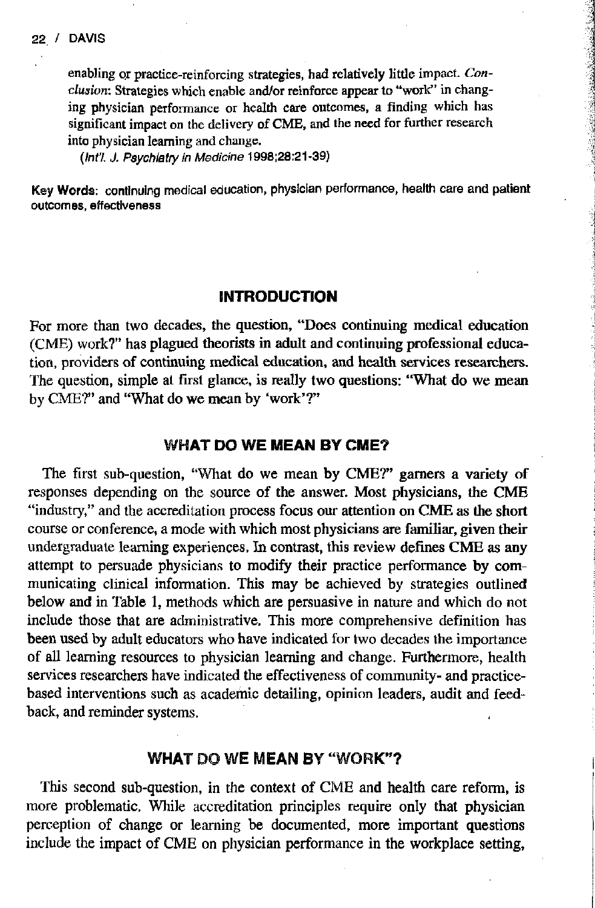enabling or practice-reinforcing strategies, had relatively little impact. *Conclusion*: Strategies which enable and/or reinforce appear to "work" in changing physician performance or health care outcomes, a finding which has significant impact on the delivery of CME, and the need for further research into physician learning and change.

(*Int'l. J. Psychiatry in Medicine* 1998;28:21-39)

**Key Words:** continuing medical education, physician performance, health care and patient outcomes, effectiveness

## INTRODUCTION

For more than two decades, the question, "Does continuing medical education (CME) work?" has plagued theorists in adult and continuing professional education, providers of continuing medical education, and health services researchers. The question, simple at first glance, is really two questions: "What do we mean by CME?" and "What do we mean by 'work'?"

## WHAT DO WE MEAN BY CME?

The first sub-question, "What do we mean by CME?" garners a variety of responses depending on the source of the answer. Most physicians, the CME "industry," and the accreditation process focus our attention on CME as the short course or conference, a mode with which most physicians are familiar, given their undergraduate learning experiences. In contrast, this review defines CME as any attempt to persuade physicians to modify their practice performance by communicating clinical information. This may be achieved by strategies outlined below and in Table 1, methods which are persuasive in nature and which do not include those that are administrative. This more comprehensive definition has been used by adult educators who have indicated for two decades the importance of all learning resources to physician learning and change. Furthermore, health services researchers have indicated the effectiveness of community- and practice-based interventions such as academic detailing, opinion leaders, audit and feedback, and reminder systems.

## WHAT DO WE MEAN BY "WORK"?

This second sub-question, in the context of CME and health care reform, is more problematic. While accreditation principles require only that physician perception of change or learning be documented, more important questions include the impact of CME on physician performance in the workplace setting,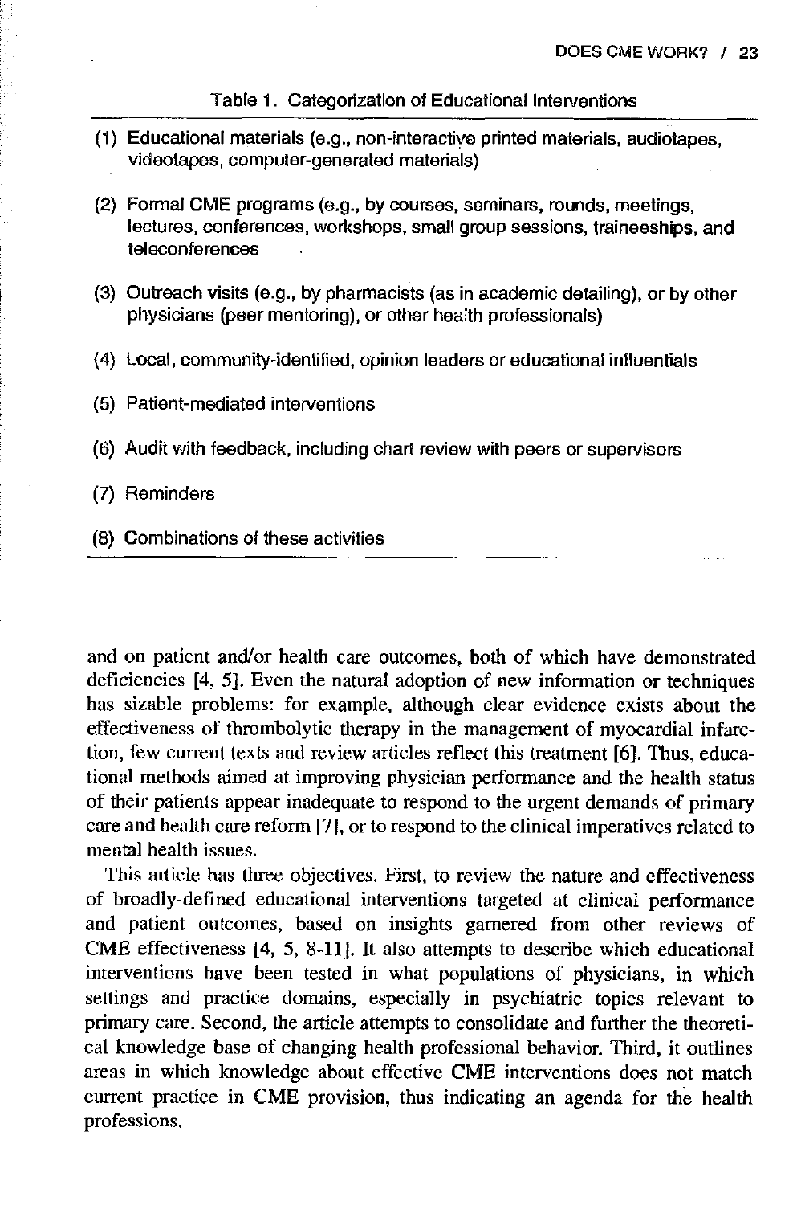Table 1. Categorization of Educational Interventions

(1) Educational materials (e.g., non-interactive printed materials, audiotapes, videotapes, computer-generated materials)

(2) Formal CME programs (e.g., by courses, seminars, rounds, meetings, lectures, conferences, workshops, small group sessions, traineeships, and teleconferences

(3) Outreach visits (e.g., by pharmacists (as in academic detailing), or by other physicians (peer mentoring), or other health professionals)

(4) Local, community-identified, opinion leaders or educational influentials

(5) Patient-mediated interventions

(6) Audit with feedback, including chart review with peers or supervisors

(7) Reminders

(8) Combinations of these activities

and on patient and/or health care outcomes, both of which have demonstrated deficiencies [4, 5]. Even the natural adoption of new information or techniques has sizable problems: for example, although clear evidence exists about the effectiveness of thrombolytic therapy in the management of myocardial infarction, few current texts and review articles reflect this treatment [6]. Thus, educational methods aimed at improving physician performance and the health status of their patients appear inadequate to respond to the urgent demands of primary care and health care reform [7], or to respond to the clinical imperatives related to mental health issues.

This article has three objectives. First, to review the nature and effectiveness of broadly-defined educational interventions targeted at clinical performance and patient outcomes, based on insights garnered from other reviews of CME effectiveness [4, 5, 8-11]. It also attempts to describe which educational interventions have been tested in what populations of physicians, in which settings and practice domains, especially in psychiatric topics relevant to primary care. Second, the article attempts to consolidate and further the theoretical knowledge base of changing health professional behavior. Third, it outlines areas in which knowledge about effective CME interventions does not match current practice in CME provision, thus indicating an agenda for the health professions.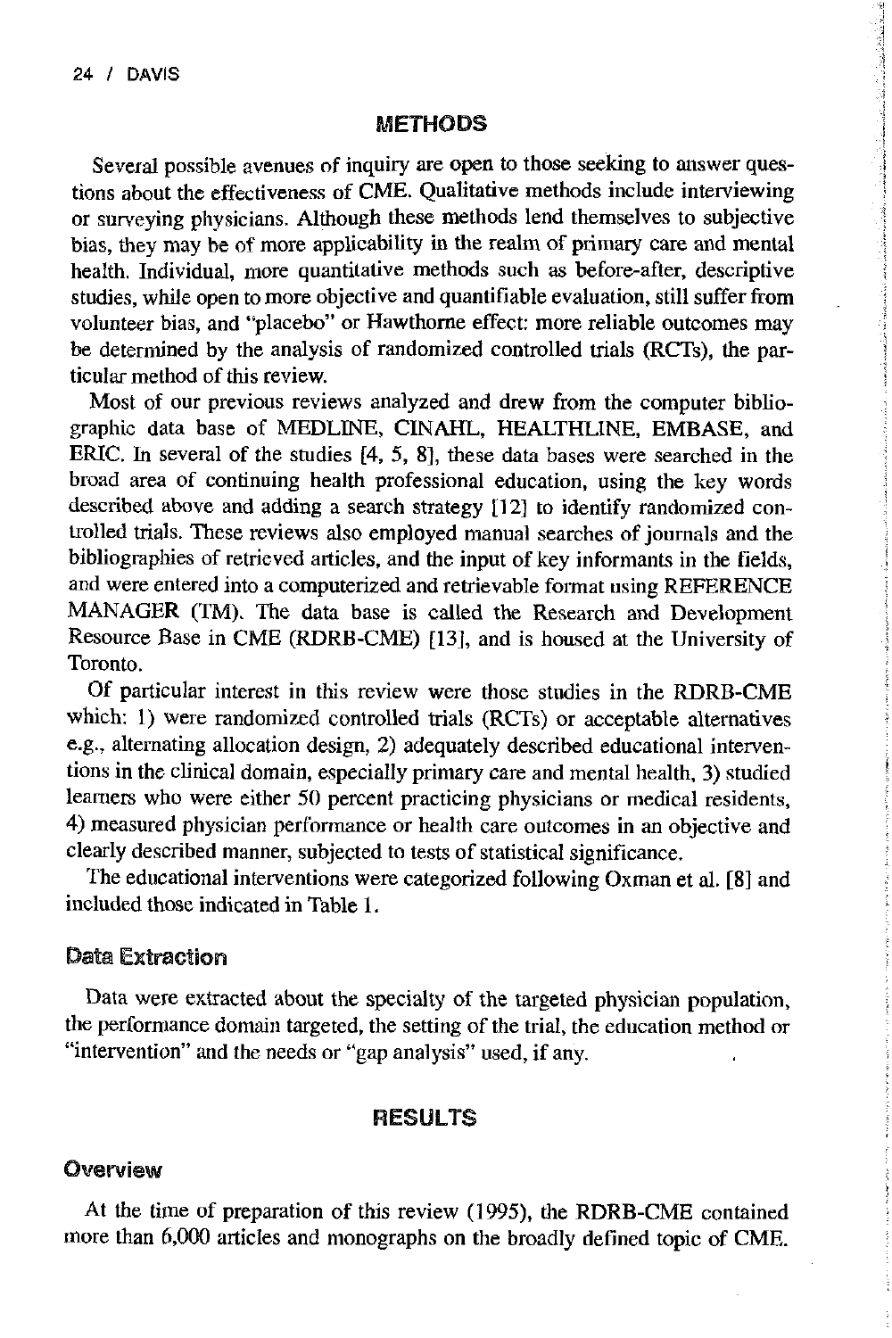## METHODS

Several possible avenues of inquiry are open to those seeking to answer questions about the effectiveness of CME. Qualitative methods include interviewing or surveying physicians. Although these methods lend themselves to subjective bias, they may be of more applicability in the realm of primary care and mental health. Individual, more quantitative methods such as before-after, descriptive studies, while open to more objective and quantifiable evaluation, still suffer from volunteer bias, and "placebo" or Hawthorne effect: more reliable outcomes may be determined by the analysis of randomized controlled trials (RCTs), the particular method of this review.

Most of our previous reviews analyzed and drew from the computer bibliographic data base of MEDLINE, CINAHL, HEALTHLINE, EMBASE, and ERIC. In several of the studies [4, 5, 8], these data bases were searched in the broad area of continuing health professional education, using the key words described above and adding a search strategy [12] to identify randomized controlled trials. These reviews also employed manual searches of journals and the bibliographies of retrieved articles, and the input of key informants in the fields, and were entered into a computerized and retrievable format using REFERENCE MANAGER (TM). The data base is called the Research and Development Resource Base in CME (RDRB-CME) [13], and is housed at the University of Toronto.

Of particular interest in this review were those studies in the RDRB-CME which: 1) were randomized controlled trials (RCTs) or acceptable alternatives e.g., alternating allocation design, 2) adequately described educational interventions in the clinical domain, especially primary care and mental health, 3) studied learners who were either 50 percent practicing physicians or medical residents, 4) measured physician performance or health care outcomes in an objective and clearly described manner, subjected to tests of statistical significance.

The educational interventions were categorized following Oxman et al. [8] and included those indicated in Table 1.

### Data Extraction

Data were extracted about the specialty of the targeted physician population, the performance domain targeted, the setting of the trial, the education method or "intervention" and the needs or "gap analysis" used, if any.

## RESULTS

### Overview

At the time of preparation of this review (1995), the RDRB-CME contained more than 6,000 articles and monographs on the broadly defined topic of CME.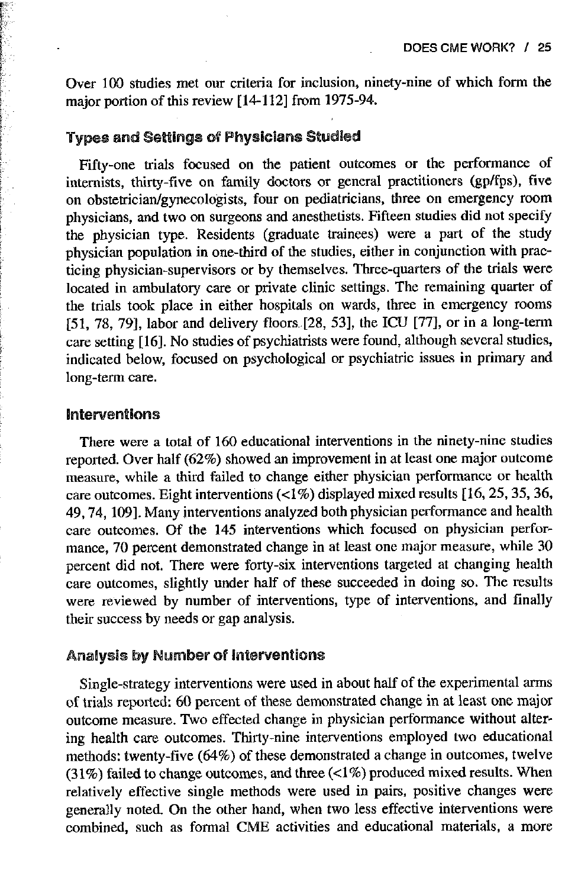Over 100 studies met our criteria for inclusion, ninety-nine of which form the major portion of this review [14-112] from 1975-94.

### Types and Settings of Physicians Studied

Fifty-one trials focused on the patient outcomes or the performance of internists, thirty-five on family doctors or general practitioners (gp/fps), five on obstetrician/gynecologists, four on pediatricians, three on emergency room physicians, and two on surgeons and anesthetists. Fifteen studies did not specify the physician type. Residents (graduate trainees) were a part of the study physician population in one-third of the studies, either in conjunction with practicing physician-supervisors or by themselves. Three-quarters of the trials were located in ambulatory care or private clinic settings. The remaining quarter of the trials took place in either hospitals on wards, three in emergency rooms [51, 78, 79], labor and delivery floors [28, 53], the ICU [77], or in a long-term care setting [16]. No studies of psychiatrists were found, although several studies, indicated below, focused on psychological or psychiatric issues in primary and long-term care.

### Interventions

There were a total of 160 educational interventions in the ninety-nine studies reported. Over half (62%) showed an improvement in at least one major outcome measure, while a third failed to change either physician performance or health care outcomes. Eight interventions (<1%) displayed mixed results [16, 25, 35, 36, 49, 74, 109]. Many interventions analyzed both physician performance and health care outcomes. Of the 145 interventions which focused on physician performance, 70 percent demonstrated change in at least one major measure, while 30 percent did not. There were forty-six interventions targeted at changing health care outcomes, slightly under half of these succeeded in doing so. The results were reviewed by number of interventions, type of interventions, and finally their success by needs or gap analysis.

### Analysis by Number of Interventions

Single-strategy interventions were used in about half of the experimental arms of trials reported: 60 percent of these demonstrated change in at least one major outcome measure. Two effected change in physician performance without altering health care outcomes. Thirty-nine interventions employed two educational methods: twenty-five (64%) of these demonstrated a change in outcomes, twelve (31%) failed to change outcomes, and three (<1%) produced mixed results. When relatively effective single methods were used in pairs, positive changes were generally noted. On the other hand, when two less effective interventions were combined, such as formal CME activities and educational materials, a more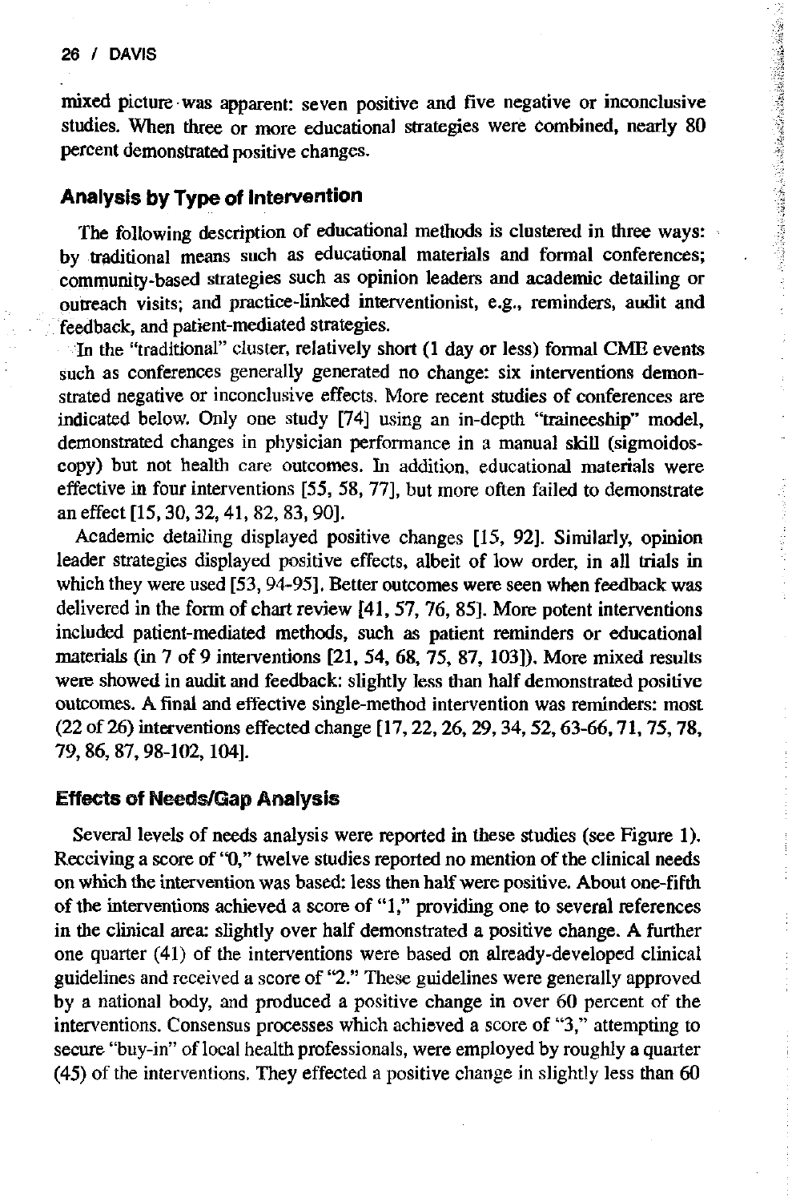mixed picture was apparent: seven positive and five negative or inconclusive studies. When three or more educational strategies were combined, nearly 80 percent demonstrated positive changes.

### Analysis by Type of Intervention

The following description of educational methods is clustered in three ways: by traditional means such as educational materials and formal conferences; community-based strategies such as opinion leaders and academic detailing or outreach visits; and practice-linked interventionist, e.g., reminders, audit and feedback, and patient-mediated strategies.

In the "traditional" cluster, relatively short (1 day or less) formal CME events such as conferences generally generated no change: six interventions demonstrated negative or inconclusive effects. More recent studies of conferences are indicated below. Only one study [74] using an in-depth "traineeship" model, demonstrated changes in physician performance in a manual skill (sigmoidoscopy) but not health care outcomes. In addition, educational materials were effective in four interventions [55, 58, 77], but more often failed to demonstrate an effect [15, 30, 32, 41, 82, 83, 90].

Academic detailing displayed positive changes [15, 92]. Similarly, opinion leader strategies displayed positive effects, albeit of low order, in all trials in which they were used [53, 94-95]. Better outcomes were seen when feedback was delivered in the form of chart review [41, 57, 76, 85]. More potent interventions included patient-mediated methods, such as patient reminders or educational materials (in 7 of 9 interventions [21, 54, 68, 75, 87, 103]). More mixed results were showed in audit and feedback: slightly less than half demonstrated positive outcomes. A final and effective single-method intervention was reminders: most (22 of 26) interventions effected change [17, 22, 26, 29, 34, 52, 63-66, 71, 75, 78, 79, 86, 87, 98-102, 104].

### Effects of Needs/Gap Analysis

Several levels of needs analysis were reported in these studies (see Figure 1). Receiving a score of "0," twelve studies reported no mention of the clinical needs on which the intervention was based: less then half were positive. About one-fifth of the interventions achieved a score of "1," providing one to several references in the clinical area: slightly over half demonstrated a positive change. A further one quarter (41) of the interventions were based on already-developed clinical guidelines and received a score of "2." These guidelines were generally approved by a national body, and produced a positive change in over 60 percent of the interventions. Consensus processes which achieved a score of "3," attempting to secure "buy-in" of local health professionals, were employed by roughly a quarter (45) of the interventions. They effected a positive change in slightly less than 60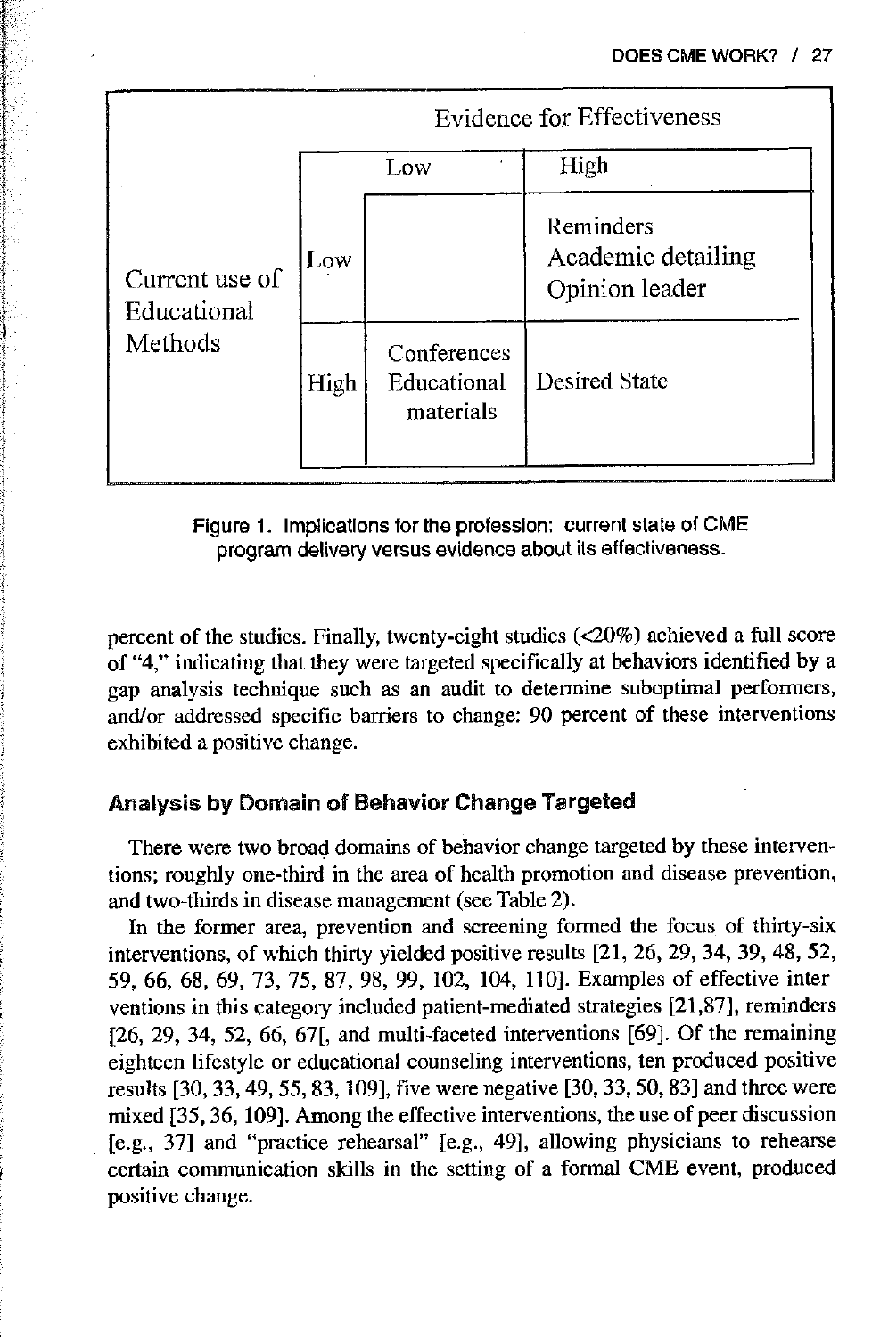| | | Evidence for Effectiveness | |
|---|---|---|---|
| | | Low | High |
| Current use of Educational Methods | Low | | Reminders<br>Academic detailing<br>Opinion leader |
| | High | Conferences<br>Educational materials | Desired State |

Figure 1. Implications for the profession: current state of CME program delivery versus evidence about its effectiveness.

percent of the studies. Finally, twenty-eight studies (<20%) achieved a full score of "4," indicating that they were targeted specifically at behaviors identified by a gap analysis technique such as an audit to determine suboptimal performers, and/or addressed specific barriers to change: 90 percent of these interventions exhibited a positive change.

### Analysis by Domain of Behavior Change Targeted

There were two broad domains of behavior change targeted by these interventions; roughly one-third in the area of health promotion and disease prevention, and two-thirds in disease management (see Table 2).

In the former area, prevention and screening formed the focus of thirty-six interventions, of which thirty yielded positive results [21, 26, 29, 34, 39, 48, 52, 59, 66, 68, 69, 73, 75, 87, 98, 99, 102, 104, 110]. Examples of effective interventions in this category included patient-mediated strategies [21,87], reminders [26, 29, 34, 52, 66, 67[, and multi-faceted interventions [69]. Of the remaining eighteen lifestyle or educational counseling interventions, ten produced positive results [30, 33, 49, 55, 83, 109], five were negative [30, 33, 50, 83] and three were mixed [35, 36, 109]. Among the effective interventions, the use of peer discussion [e.g., 37] and "practice rehearsal" [e.g., 49], allowing physicians to rehearse certain communication skills in the setting of a formal CME event, produced positive change.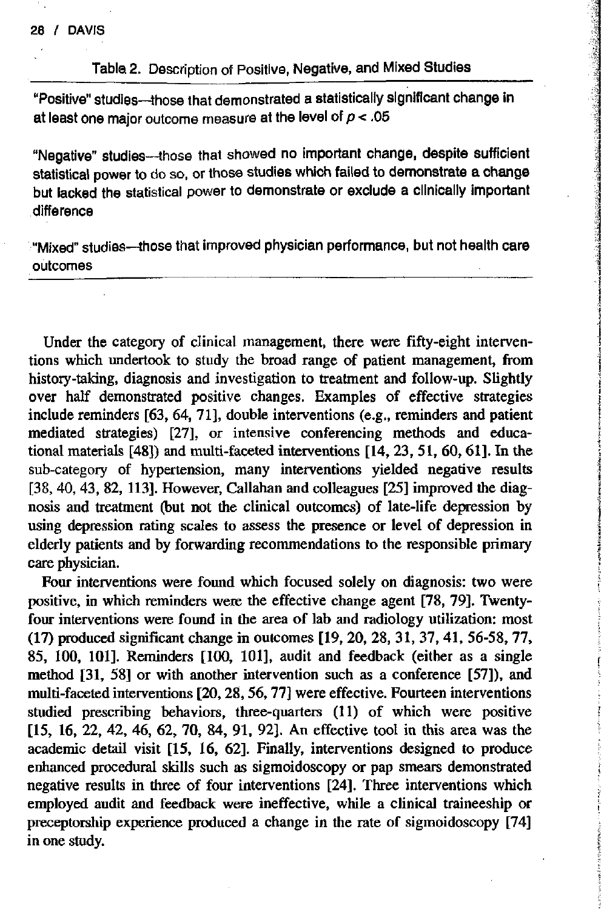Table 2. Description of Positive, Negative, and Mixed Studies

| |
|---|
| "Positive" studies—those that demonstrated a statistically significant change in at least one major outcome measure at the level of $p < .05$ |
| "Negative" studies—those that showed no important change, despite sufficient statistical power to do so, or those studies which failed to demonstrate a change but lacked the statistical power to demonstrate or exclude a clinically important difference |
| "Mixed" studies—those that improved physician performance, but not health care outcomes |

Under the category of clinical management, there were fifty-eight interventions which undertook to study the broad range of patient management, from history-taking, diagnosis and investigation to treatment and follow-up. Slightly over half demonstrated positive changes. Examples of effective strategies include reminders [63, 64, 71], double interventions (e.g., reminders and patient mediated strategies) [27], or intensive conferencing methods and educational materials [48]) and multi-faceted interventions [14, 23, 51, 60, 61]. In the sub-category of hypertension, many interventions yielded negative results [38, 40, 43, 82, 113]. However, Callahan and colleagues [25] improved the diagnosis and treatment (but not the clinical outcomes) of late-life depression by using depression rating scales to assess the presence or level of depression in elderly patients and by forwarding recommendations to the responsible primary care physician.

Four interventions were found which focused solely on diagnosis: two were positive, in which reminders were the effective change agent [78, 79]. Twenty-four interventions were found in the area of lab and radiology utilization: most (17) produced significant change in outcomes [19, 20, 28, 31, 37, 41, 56-58, 77, 85, 100, 101]. Reminders [100, 101], audit and feedback (either as a single method [31, 58] or with another intervention such as a conference [57]), and multi-faceted interventions [20, 28, 56, 77] were effective. Fourteen interventions studied prescribing behaviors, three-quarters (11) of which were positive [15, 16, 22, 42, 46, 62, 70, 84, 91, 92]. An effective tool in this area was the academic detail visit [15, 16, 62]. Finally, interventions designed to produce enhanced procedural skills such as sigmoidoscopy or pap smears demonstrated negative results in three of four interventions [24]. Three interventions which employed audit and feedback were ineffective, while a clinical traineeship or preceptorship experience produced a change in the rate of sigmoidoscopy [74] in one study.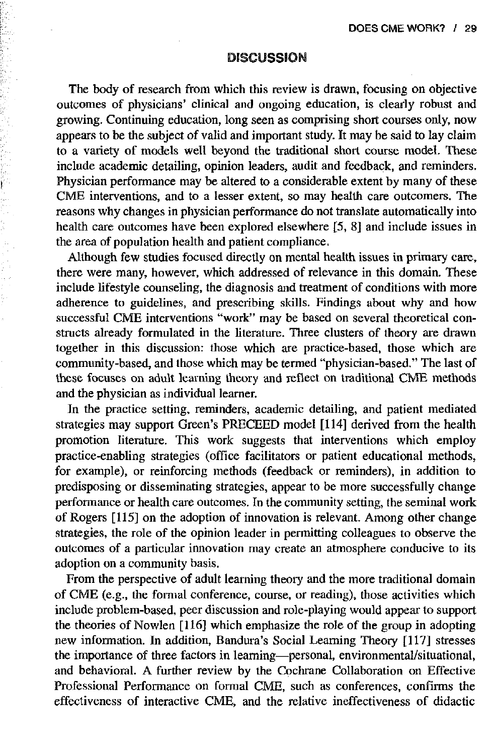## DISCUSSION

The body of research from which this review is drawn, focusing on objective outcomes of physicians' clinical and ongoing education, is clearly robust and growing. Continuing education, long seen as comprising short courses only, now appears to be the subject of valid and important study. It may be said to lay claim to a variety of models well beyond the traditional short course model. These include academic detailing, opinion leaders, audit and feedback, and reminders. Physician performance may be altered to a considerable extent by many of these CME interventions, and to a lesser extent, so may health care outcomers. The reasons why changes in physician performance do not translate automatically into health care outcomes have been explored elsewhere [5, 8] and include issues in the area of population health and patient compliance.

Although few studies focused directly on mental health issues in primary care, there were many, however, which addressed of relevance in this domain. These include lifestyle counseling, the diagnosis and treatment of conditions with more adherence to guidelines, and prescribing skills. Findings about why and how successful CME interventions "work" may be based on several theoretical constructs already formulated in the literature. Three clusters of theory are drawn together in this discussion: those which are practice-based, those which are community-based, and those which may be termed "physician-based." The last of these focuses on adult learning theory and reflect on traditional CME methods and the physician as individual learner.

In the practice setting, reminders, academic detailing, and patient mediated strategies may support Green's PRECEED model [114] derived from the health promotion literature. This work suggests that interventions which employ practice-enabling strategies (office facilitators or patient educational methods, for example), or reinforcing methods (feedback or reminders), in addition to predisposing or disseminating strategies, appear to be more successfully change performance or health care outcomes. In the community setting, the seminal work of Rogers [115] on the adoption of innovation is relevant. Among other change strategies, the role of the opinion leader in permitting colleagues to observe the outcomes of a particular innovation may create an atmosphere conducive to its adoption on a community basis.

From the perspective of adult learning theory and the more traditional domain of CME (e.g., the formal conference, course, or reading), those activities which include problem-based, peer discussion and role-playing would appear to support the theories of Nowlen [116] which emphasize the role of the group in adopting new information. In addition, Bandura's Social Learning Theory [117] stresses the importance of three factors in learning—personal, environmental/situational, and behavioral. A further review by the Cochrane Collaboration on Effective Professional Performance on formal CME, such as conferences, confirms the effectiveness of interactive CME, and the relative ineffectiveness of didactic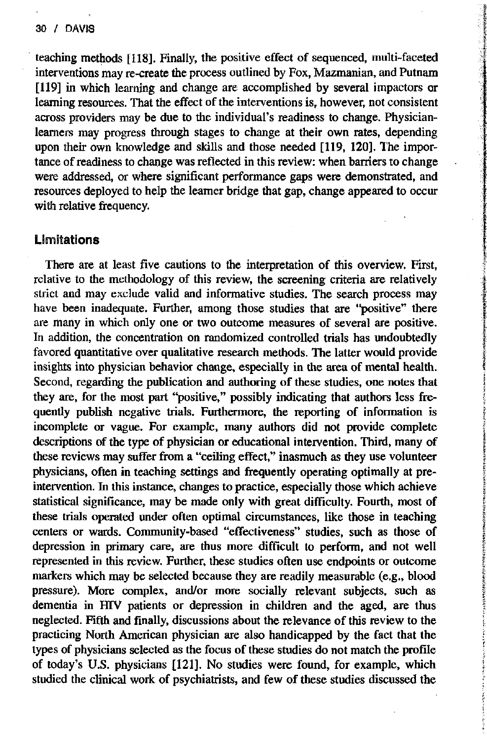teaching methods [118]. Finally, the positive effect of sequenced, multi-faceted interventions may re-create the process outlined by Fox, Mazmanian, and Putnam [119] in which learning and change are accomplished by several impactors or learning resources. That the effect of the interventions is, however, not consistent across providers may be due to the individual's readiness to change. Physician-learners may progress through stages to change at their own rates, depending upon their own knowledge and skills and those needed [119, 120]. The importance of readiness to change was reflected in this review: when barriers to change were addressed, or where significant performance gaps were demonstrated, and resources deployed to help the learner bridge that gap, change appeared to occur with relative frequency.

## Limitations

There are at least five cautions to the interpretation of this overview. First, relative to the methodology of this review, the screening criteria are relatively strict and may exclude valid and informative studies. The search process may have been inadequate. Further, among those studies that are "positive" there are many in which only one or two outcome measures of several are positive. In addition, the concentration on randomized controlled trials has undoubtedly favored quantitative over qualitative research methods. The latter would provide insights into physician behavior change, especially in the area of mental health. Second, regarding the publication and authoring of these studies, one notes that they are, for the most part "positive," possibly indicating that authors less frequently publish negative trials. Furthermore, the reporting of information is incomplete or vague. For example, many authors did not provide complete descriptions of the type of physician or educational intervention. Third, many of these reviews may suffer from a "ceiling effect," inasmuch as they use volunteer physicians, often in teaching settings and frequently operating optimally at pre-intervention. In this instance, changes to practice, especially those which achieve statistical significance, may be made only with great difficulty. Fourth, most of these trials operated under often optimal circumstances, like those in teaching centers or wards. Community-based "effectiveness" studies, such as those of depression in primary care, are thus more difficult to perform, and not well represented in this review. Further, these studies often use endpoints or outcome markers which may be selected because they are readily measurable (e.g., blood pressure). More complex, and/or more socially relevant subjects, such as dementia in HIV patients or depression in children and the aged, are thus neglected. Fifth and finally, discussions about the relevance of this review to the practicing North American physician are also handicapped by the fact that the types of physicians selected as the focus of these studies do not match the profile of today's U.S. physicians [121]. No studies were found, for example, which studied the clinical work of psychiatrists, and few of these studies discussed the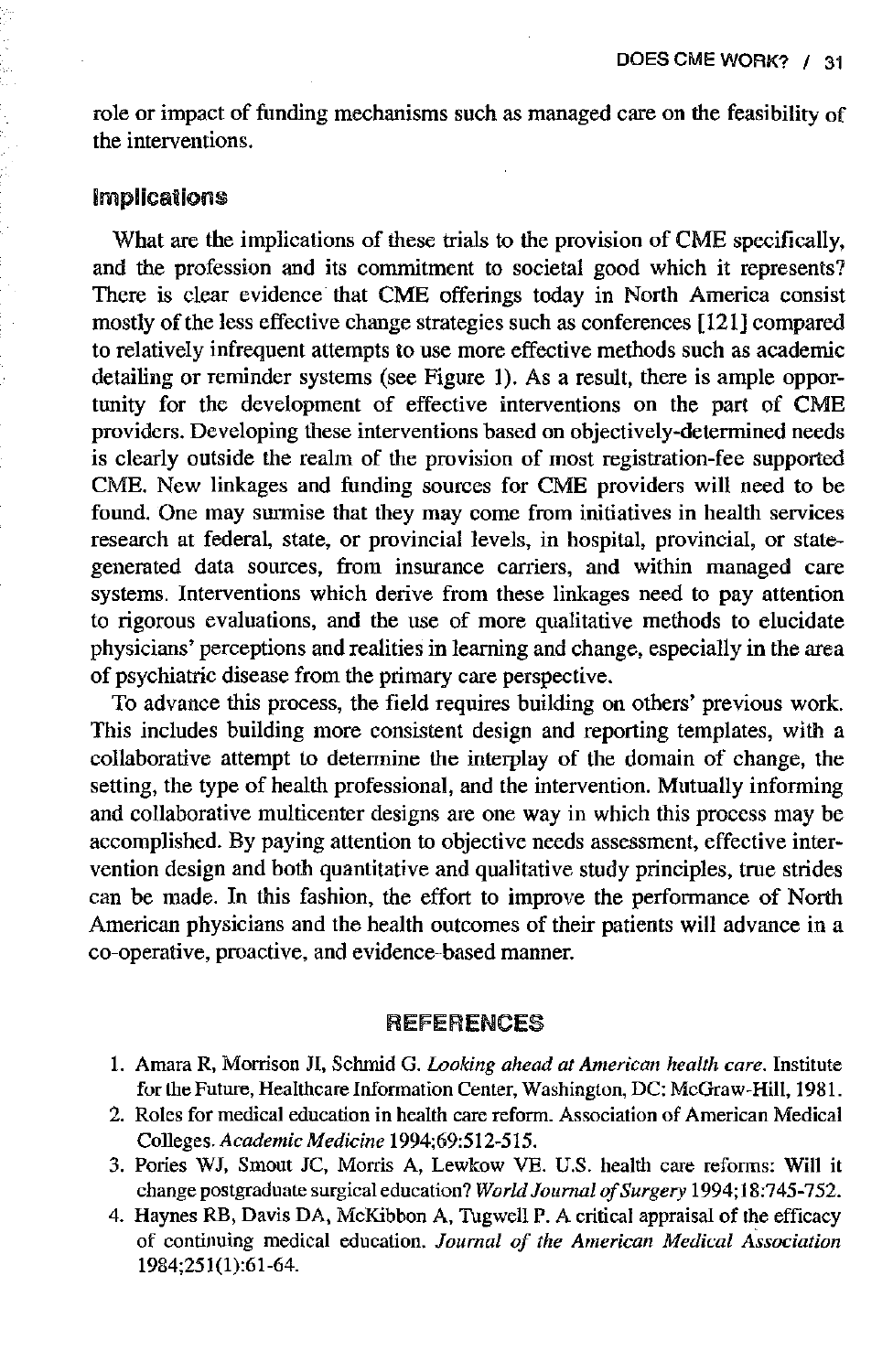role or impact of funding mechanisms such as managed care on the feasibility of the interventions.

## Implications

What are the implications of these trials to the provision of CME specifically, and the profession and its commitment to societal good which it represents? There is clear evidence that CME offerings today in North America consist mostly of the less effective change strategies such as conferences [121] compared to relatively infrequent attempts to use more effective methods such as academic detailing or reminder systems (see Figure 1). As a result, there is ample opportunity for the development of effective interventions on the part of CME providers. Developing these interventions based on objectively-determined needs is clearly outside the realm of the provision of most registration-fee supported CME. New linkages and funding sources for CME providers will need to be found. One may surmise that they may come from initiatives in health services research at federal, state, or provincial levels, in hospital, provincial, or state-generated data sources, from insurance carriers, and within managed care systems. Interventions which derive from these linkages need to pay attention to rigorous evaluations, and the use of more qualitative methods to elucidate physicians' perceptions and realities in learning and change, especially in the area of psychiatric disease from the primary care perspective.

To advance this process, the field requires building on others' previous work. This includes building more consistent design and reporting templates, with a collaborative attempt to determine the interplay of the domain of change, the setting, the type of health professional, and the intervention. Mutually informing and collaborative multicenter designs are one way in which this process may be accomplished. By paying attention to objective needs assessment, effective intervention design and both quantitative and qualitative study principles, true strides can be made. In this fashion, the effort to improve the performance of North American physicians and the health outcomes of their patients will advance in a co-operative, proactive, and evidence-based manner.

## REFERENCES

1. Amara R, Morrison JI, Schmid G. *Looking ahead at American health care*. Institute for the Future, Healthcare Information Center, Washington, DC: McGraw-Hill, 1981.
2. Roles for medical education in health care reform. Association of American Medical Colleges. *Academic Medicine* 1994;69:512-515.
3. Pories WJ, Smout JC, Morris A, Lewkow VE. U.S. health care reforms: Will it change postgraduate surgical education? *World Journal of Surgery* 1994;18:745-752.
4. Haynes RB, Davis DA, McKibbon A, Tugwell P. A critical appraisal of the efficacy of continuing medical education. *Journal of the American Medical Association* 1984;251(1):61-64.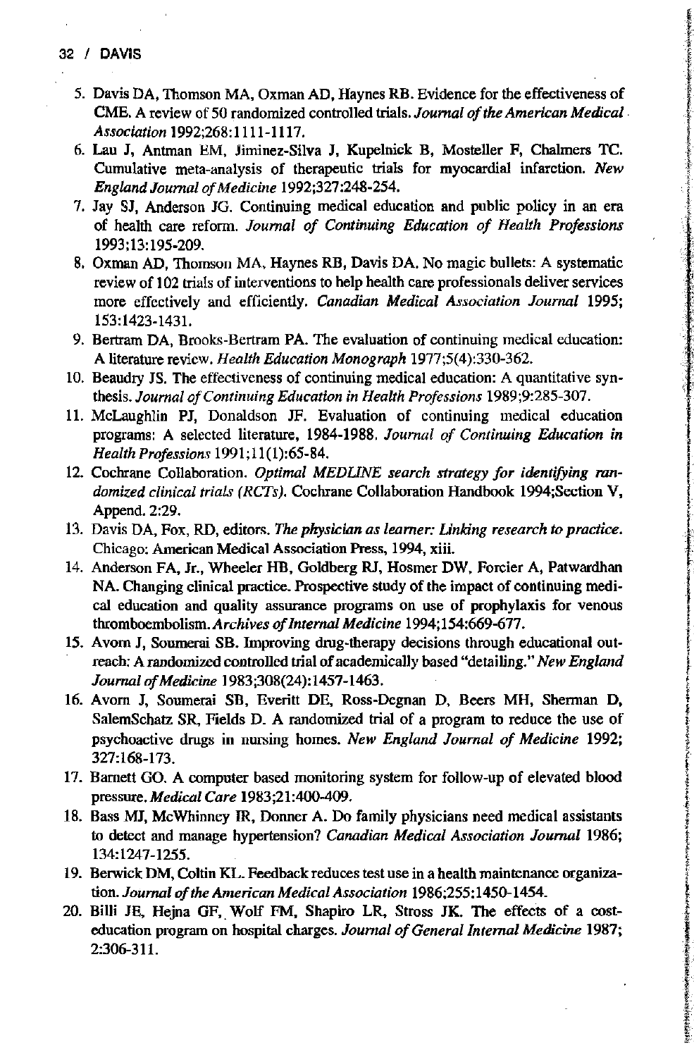5. Davis DA, Thomson MA, Oxman AD, Haynes RB. Evidence for the effectiveness of CME. A review of 50 randomized controlled trials. *Journal of the American Medical Association* 1992;268:1111-1117.
6. Lau J, Antman EM, Jiminez-Silva J, Kupelnick B, Mosteller F, Chalmers TC. Cumulative meta-analysis of therapeutic trials for myocardial infarction. *New England Journal of Medicine* 1992;327:248-254.
7. Jay SJ, Anderson JG. Continuing medical education and public policy in an era of health care reform. *Journal of Continuing Education of Health Professions* 1993;13:195-209.
8. Oxman AD, Thomson MA, Haynes RB, Davis DA. No magic bullets: A systematic review of 102 trials of interventions to help health care professionals deliver services more effectively and efficiently. *Canadian Medical Association Journal* 1995; 153:1423-1431.
9. Bertram DA, Brooks-Bertram PA. The evaluation of continuing medical education: A literature review. *Health Education Monograph* 1977;5(4):330-362.
10. Beaudry JS. The effectiveness of continuing medical education: A quantitative synthesis. *Journal of Continuing Education in Health Professions* 1989;9:285-307.
11. McLaughlin PJ, Donaldson JF. Evaluation of continuing medical education programs: A selected literature, 1984-1988. *Journal of Continuing Education in Health Professions* 1991;11(1):65-84.
12. Cochrane Collaboration. *Optimal MEDLINE search strategy for identifying randomized clinical trials (RCTs).* Cochrane Collaboration Handbook 1994;Section V, Append. 2:29.
13. Davis DA, Fox, RD, editors. *The physician as learner: Linking research to practice.* Chicago: American Medical Association Press, 1994, xiii.
14. Anderson FA, Jr., Wheeler HB, Goldberg RJ, Hosmer DW, Forcier A, Patwardhan NA. Changing clinical practice. Prospective study of the impact of continuing medical education and quality assurance programs on use of prophylaxis for venous thromboembolism. *Archives of Internal Medicine* 1994;154:669-677.
15. Avorn J, Soumerai SB. Improving drug-therapy decisions through educational outreach: A randomized controlled trial of academically based "detailing." *New England Journal of Medicine* 1983;308(24):1457-1463.
16. Avorn J, Soumerai SB, Everitt DE, Ross-Degnan D, Beers MH, Sherman D, SalemSchatz SR, Fields D. A randomized trial of a program to reduce the use of psychoactive drugs in nursing homes. *New England Journal of Medicine* 1992; 327:168-173.
17. Barnett GO. A computer based monitoring system for follow-up of elevated blood pressure. *Medical Care* 1983;21:400-409.
18. Bass MJ, McWhinney IR, Donner A. Do family physicians need medical assistants to detect and manage hypertension? *Canadian Medical Association Journal* 1986; 134:1247-1255.
19. Berwick DM, Coltin KL. Feedback reduces test use in a health maintenance organization. *Journal of the American Medical Association* 1986;255:1450-1454.
20. Billi JE, Hejna GF, Wolf FM, Shapiro LR, Stross JK. The effects of a cost-education program on hospital charges. *Journal of General Internal Medicine* 1987; 2:306-311.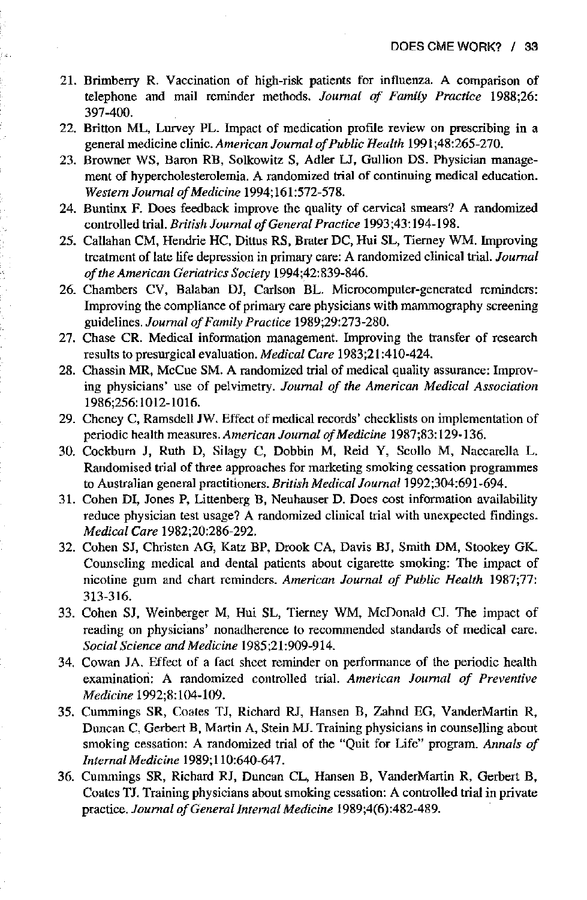21. Brimberry R. Vaccination of high-risk patients for influenza. A comparison of telephone and mail reminder methods. *Journal of Family Practice* 1988;26:397-400.
22. Britton ML, Lurvey PL. Impact of medication profile review on prescribing in a general medicine clinic. *American Journal of Public Health* 1991;48:265-270.
23. Browner WS, Baron RB, Solkowitz S, Adler LJ, Gullion DS. Physician management of hypercholesterolemia. A randomized trial of continuing medical education. *Western Journal of Medicine* 1994;161:572-578.
24. Buntinx F. Does feedback improve the quality of cervical smears? A randomized controlled trial. *British Journal of General Practice* 1993;43:194-198.
25. Callahan CM, Hendrie HC, Dittus RS, Brater DC, Hui SL, Tierney WM. Improving treatment of late life depression in primary care: A randomized clinical trial. *Journal of the American Geriatrics Society* 1994;42:839-846.
26. Chambers CV, Balaban DJ, Carlson BL. Microcomputer-generated reminders: Improving the compliance of primary care physicians with mammography screening guidelines. *Journal of Family Practice* 1989;29:273-280.
27. Chase CR. Medical information management. Improving the transfer of research results to presurgical evaluation. *Medical Care* 1983;21:410-424.
28. Chassin MR, McCue SM. A randomized trial of medical quality assurance: Improving physicians' use of pelvimetry. *Journal of the American Medical Association* 1986;256:1012-1016.
29. Cheney C, Ramsdell JW. Effect of medical records' checklists on implementation of periodic health measures. *American Journal of Medicine* 1987;83:129-136.
30. Cockburn J, Ruth D, Silagy C, Dobbin M, Reid Y, Scollo M, Naccarella L. Randomised trial of three approaches for marketing smoking cessation programmes to Australian general practitioners. *British Medical Journal* 1992;304:691-694.
31. Cohen DI, Jones P, Littenberg B, Neuhauser D. Does cost information availability reduce physician test usage? A randomized clinical trial with unexpected findings. *Medical Care* 1982;20:286-292.
32. Cohen SJ, Christen AG, Katz BP, Drook CA, Davis BJ, Smith DM, Stookey GK. Counseling medical and dental patients about cigarette smoking: The impact of nicotine gum and chart reminders. *American Journal of Public Health* 1987;77:313-316.
33. Cohen SJ, Weinberger M, Hui SL, Tierney WM, McDonald CJ. The impact of reading on physicians' nonadherence to recommended standards of medical care. *Social Science and Medicine* 1985;21:909-914.
34. Cowan JA. Effect of a fact sheet reminder on performance of the periodic health examination: A randomized controlled trial. *American Journal of Preventive Medicine* 1992;8:104-109.
35. Cummings SR, Coates TJ, Richard RJ, Hansen B, Zahnd EG, VanderMartin R, Duncan C, Gerbert B, Martin A, Stein MJ. Training physicians in counselling about smoking cessation: A randomized trial of the "Quit for Life" program. *Annals of Internal Medicine* 1989;110:640-647.
36. Cummings SR, Richard RJ, Duncan CL, Hansen B, VanderMartin R, Gerbert B, Coates TJ. Training physicians about smoking cessation: A controlled trial in private practice. *Journal of General Internal Medicine* 1989;4(6):482-489.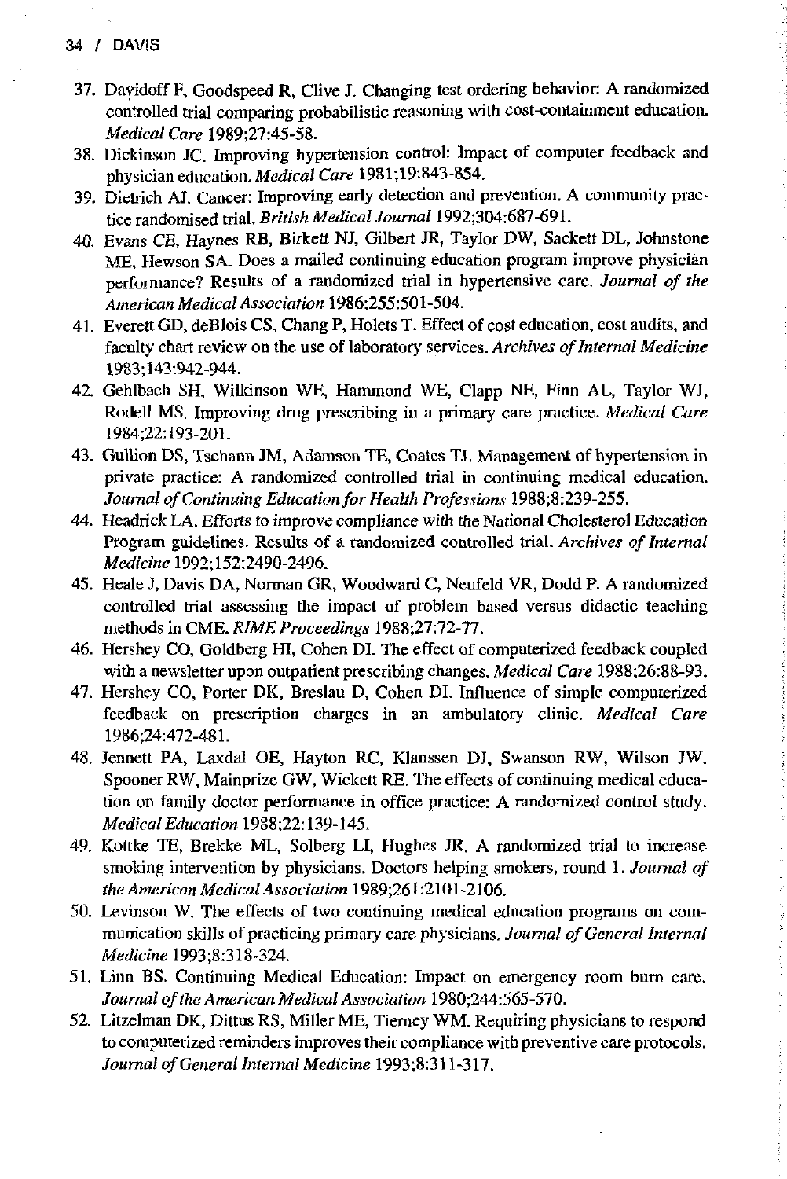37. Davidoff F, Goodspeed R, Clive J. Changing test ordering behavior: A randomized controlled trial comparing probabilistic reasoning with cost-containment education. *Medical Care* 1989;27:45-58.
38. Dickinson JC. Improving hypertension control: Impact of computer feedback and physician education. *Medical Care* 1981;19:843-854.
39. Dietrich AJ. Cancer: Improving early detection and prevention. A community practice randomised trial. *British Medical Journal* 1992;304:687-691.
40. Evans CE, Haynes RB, Birkett NJ, Gilbert JR, Taylor DW, Sackett DL, Johnstone ME, Hewson SA. Does a mailed continuing education program improve physician performance? Results of a randomized trial in hypertensive care. *Journal of the American Medical Association* 1986;255:501-504.
41. Everett GD, deBlois CS, Chang P, Holets T. Effect of cost education, cost audits, and faculty chart review on the use of laboratory services. *Archives of Internal Medicine* 1983;143:942-944.
42. Gehlbach SH, Wilkinson WE, Hammond WE, Clapp NE, Finn AL, Taylor WJ, Rodell MS. Improving drug prescribing in a primary care practice. *Medical Care* 1984;22:193-201.
43. Gullion DS, Tschann JM, Adamson TE, Coates TJ. Management of hypertension in private practice: A randomized controlled trial in continuing medical education. *Journal of Continuing Education for Health Professions* 1988;8:239-255.
44. Headrick LA. Efforts to improve compliance with the National Cholesterol Education Program guidelines. Results of a randomized controlled trial. *Archives of Internal Medicine* 1992;152:2490-2496.
45. Heale J, Davis DA, Norman GR, Woodward C, Neufeld VR, Dodd P. A randomized controlled trial assessing the impact of problem based versus didactic teaching methods in CME. *RIME Proceedings* 1988;27:72-77.
46. Hershey CO, Goldberg HI, Cohen DI. The effect of computerized feedback coupled with a newsletter upon outpatient prescribing changes. *Medical Care* 1988;26:88-93.
47. Hershey CO, Porter DK, Breslau D, Cohen DI. Influence of simple computerized feedback on prescription charges in an ambulatory clinic. *Medical Care* 1986;24:472-481.
48. Jennett PA, Laxdal OE, Hayton RC, Klanssen DJ, Swanson RW, Wilson JW, Spooner RW, Mainprize GW, Wickett RE. The effects of continuing medical education on family doctor performance in office practice: A randomized control study. *Medical Education* 1988;22:139-145.
49. Kottke TE, Brekke ML, Solberg LI, Hughes JR. A randomized trial to increase smoking intervention by physicians. Doctors helping smokers, round 1. *Journal of the American Medical Association* 1989;261:2101-2106.
50. Levinson W. The effects of two continuing medical education programs on communication skills of practicing primary care physicians. *Journal of General Internal Medicine* 1993;8:318-324.
51. Linn BS. Continuing Medical Education: Impact on emergency room burn care. *Journal of the American Medical Association* 1980;244:565-570.
52. Litzelman DK, Dittus RS, Miller ME, Tierney WM. Requiring physicians to respond to computerized reminders improves their compliance with preventive care protocols. *Journal of General Internal Medicine* 1993;8:311-317.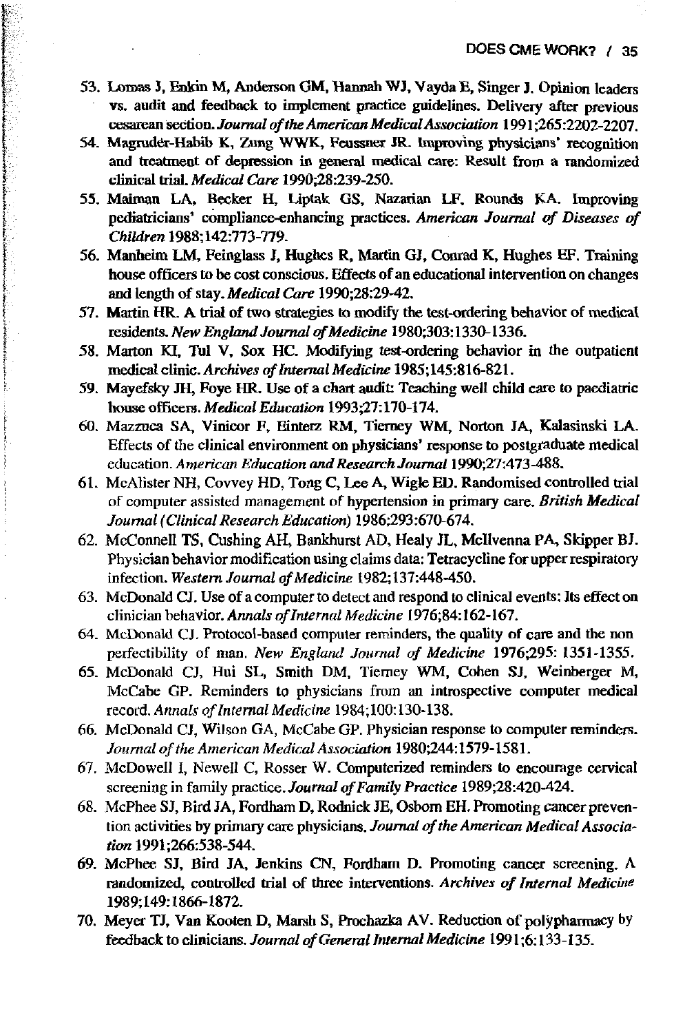53. Lomas J, Enkin M, Anderson GM, Hannah WJ, Vayda E, Singer J. Opinion leaders vs. audit and feedback to implement practice guidelines. Delivery after previous cesarean section. *Journal of the American Medical Association* 1991;265:2202-2207.
54. Magruder-Habib K, Zung WWK, Feussner JR. Improving physicians' recognition and treatment of depression in general medical care: Result from a randomized clinical trial. *Medical Care* 1990;28:239-250.
55. Maiman LA, Becker H, Liptak GS, Nazarian LF, Rounds KA. Improving pediatricians' compliance-enhancing practices. *American Journal of Diseases of Children* 1988;142:773-779.
56. Manheim LM, Feinglass J, Hughes R, Martin GJ, Conrad K, Hughes EF. Training house officers to be cost conscious. Effects of an educational intervention on changes and length of stay. *Medical Care* 1990;28:29-42.
57. Martin HR. A trial of two strategies to modify the test-ordering behavior of medical residents. *New England Journal of Medicine* 1980;303:1330-1336.
58. Marton KI, Tul V, Sox HC. Modifying test-ordering behavior in the outpatient medical clinic. *Archives of Internal Medicine* 1985;145:816-821.
59. Mayefsky JH, Foye HR. Use of a chart audit: Teaching well child care to paediatric house officers. *Medical Education* 1993;27:170-174.
60. Mazzuca SA, Vinicor F, Einterz RM, Tierney WM, Norton JA, Kalasinski LA. Effects of the clinical environment on physicians' response to postgraduate medical education. *American Education and Research Journal* 1990;27:473-488.
61. McAlister NH, Covvey HD, Tong C, Lee A, Wigle ED. Randomised controlled trial of computer assisted management of hypertension in primary care. *British Medical Journal (Clinical Research Education)* 1986;293:670-674.
62. McConnell TS, Cushing AH, Bankhurst AD, Healy JL, McIlvenna PA, Skipper BJ. Physician behavior modification using claims data: Tetracycline for upper respiratory infection. *Western Journal of Medicine* 1982;137:448-450.
63. McDonald CJ. Use of a computer to detect and respond to clinical events: Its effect on clinician behavior. *Annals of Internal Medicine* 1976;84:162-167.
64. McDonald CJ. Protocol-based computer reminders, the quality of care and the non perfectibility of man. *New England Journal of Medicine* 1976;295: 1351-1355.
65. McDonald CJ, Hui SL, Smith DM, Tierney WM, Cohen SJ, Weinberger M, McCabe GP. Reminders to physicians from an introspective computer medical record. *Annals of Internal Medicine* 1984;100:130-138.
66. McDonald CJ, Wilson GA, McCabe GP. Physician response to computer reminders. *Journal of the American Medical Association* 1980;244:1579-1581.
67. McDowell I, Newell C, Rosser W. Computerized reminders to encourage cervical screening in family practice. *Journal of Family Practice* 1989;28:420-424.
68. McPhee SJ, Bird JA, Fordham D, Rodnick JE, Osborn EH. Promoting cancer prevention activities by primary care physicians. *Journal of the American Medical Association* 1991;266:538-544.
69. McPhee SJ, Bird JA, Jenkins CN, Fordham D. Promoting cancer screening. A randomized, controlled trial of three interventions. *Archives of Internal Medicine* 1989;149:1866-1872.
70. Meyer TJ, Van Kooten D, Marsh S, Prochazka AV. Reduction of polypharmacy by feedback to clinicians. *Journal of General Internal Medicine* 1991;6:133-135.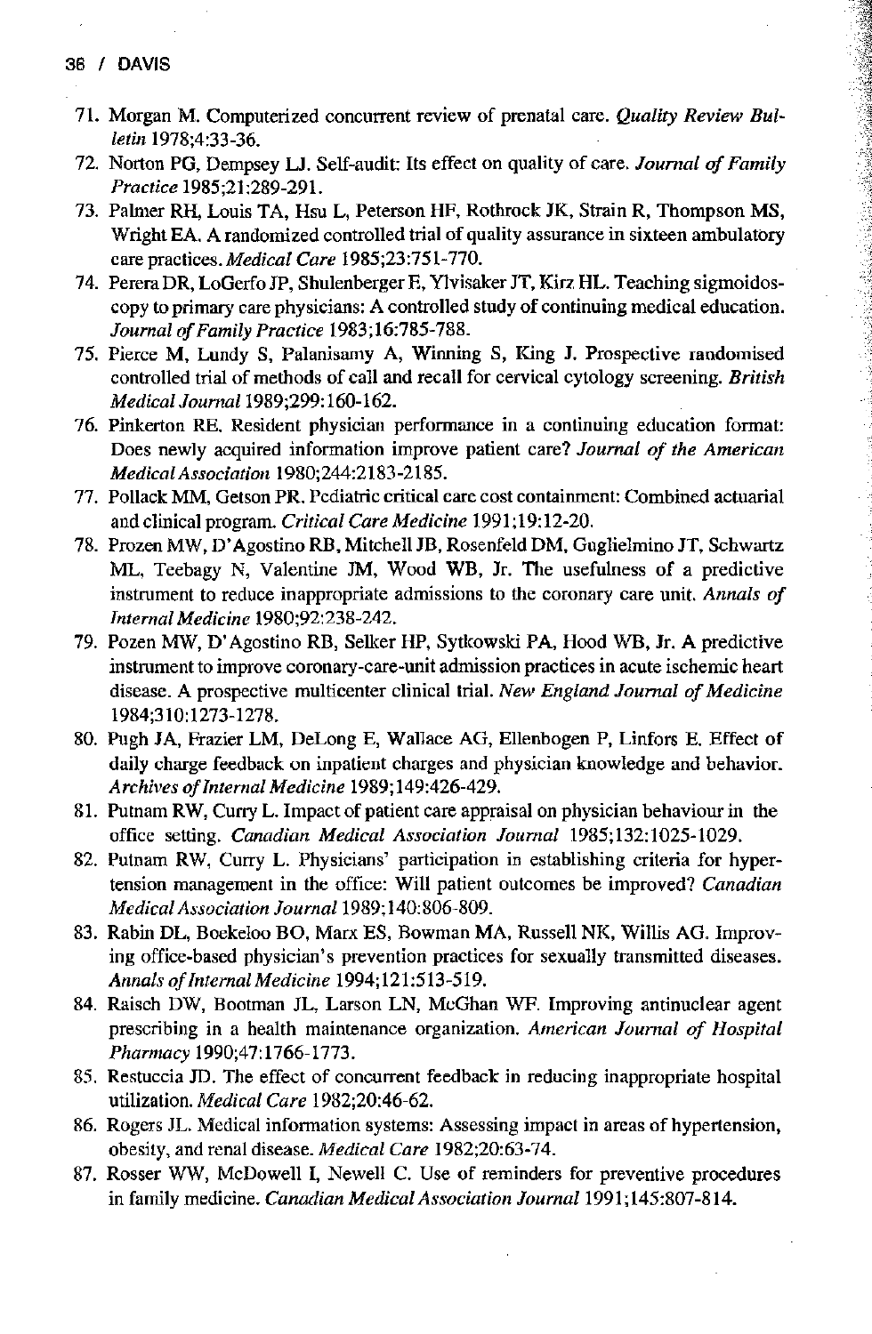71. Morgan M. Computerized concurrent review of prenatal care. *Quality Review Bulletin* 1978;4:33-36.
72. Norton PG, Dempsey LJ. Self-audit: Its effect on quality of care. *Journal of Family Practice* 1985;21:289-291.
73. Palmer RH, Louis TA, Hsu L, Peterson HF, Rothrock JK, Strain R, Thompson MS, Wright EA. A randomized controlled trial of quality assurance in sixteen ambulatory care practices. *Medical Care* 1985;23:751-770.
74. Perera DR, LoGerfo JP, Shulenberger E, Ylvisaker JT, Kirz HL. Teaching sigmoidoscopy to primary care physicians: A controlled study of continuing medical education. *Journal of Family Practice* 1983;16:785-788.
75. Pierce M, Lundy S, Palanisamy A, Winning S, King J. Prospective randomised controlled trial of methods of call and recall for cervical cytology screening. *British Medical Journal* 1989;299:160-162.
76. Pinkerton RE. Resident physician performance in a continuing education format: Does newly acquired information improve patient care? *Journal of the American Medical Association* 1980;244:2183-2185.
77. Pollack MM, Getson PR. Pediatric critical care cost containment: Combined actuarial and clinical program. *Critical Care Medicine* 1991;19:12-20.
78. Prozen MW, D'Agostino RB, Mitchell JB, Rosenfeld DM, Guglielmino JT, Schwartz ML, Teebagy N, Valentine JM, Wood WB, Jr. The usefulness of a predictive instrument to reduce inappropriate admissions to the coronary care unit. *Annals of Internal Medicine* 1980;92:238-242.
79. Pozen MW, D'Agostino RB, Selker HP, Sytkowski PA, Hood WB, Jr. A predictive instrument to improve coronary-care-unit admission practices in acute ischemic heart disease. A prospective multicenter clinical trial. *New England Journal of Medicine* 1984;310:1273-1278.
80. Pugh JA, Frazier LM, DeLong E, Wallace AG, Ellenbogen P, Linfors E. Effect of daily charge feedback on inpatient charges and physician knowledge and behavior. *Archives of Internal Medicine* 1989;149:426-429.
81. Putnam RW, Curry L. Impact of patient care appraisal on physician behaviour in the office setting. *Canadian Medical Association Journal* 1985;132:1025-1029.
82. Putnam RW, Curry L. Physicians' participation in establishing criteria for hypertension management in the office: Will patient outcomes be improved? *Canadian Medical Association Journal* 1989;140:806-809.
83. Rabin DL, Boekeloo BO, Marx ES, Bowman MA, Russell NK, Willis AG. Improving office-based physician's prevention practices for sexually transmitted diseases. *Annals of Internal Medicine* 1994;121:513-519.
84. Raisch DW, Bootman JL, Larson LN, McGhan WF. Improving antinuclear agent prescribing in a health maintenance organization. *American Journal of Hospital Pharmacy* 1990;47:1766-1773.
85. Restuccia JD. The effect of concurrent feedback in reducing inappropriate hospital utilization. *Medical Care* 1982;20:46-62.
86. Rogers JL. Medical information systems: Assessing impact in areas of hypertension, obesity, and renal disease. *Medical Care* 1982;20:63-74.
87. Rosser WW, McDowell I, Newell C. Use of reminders for preventive procedures in family medicine. *Canadian Medical Association Journal* 1991;145:807-814.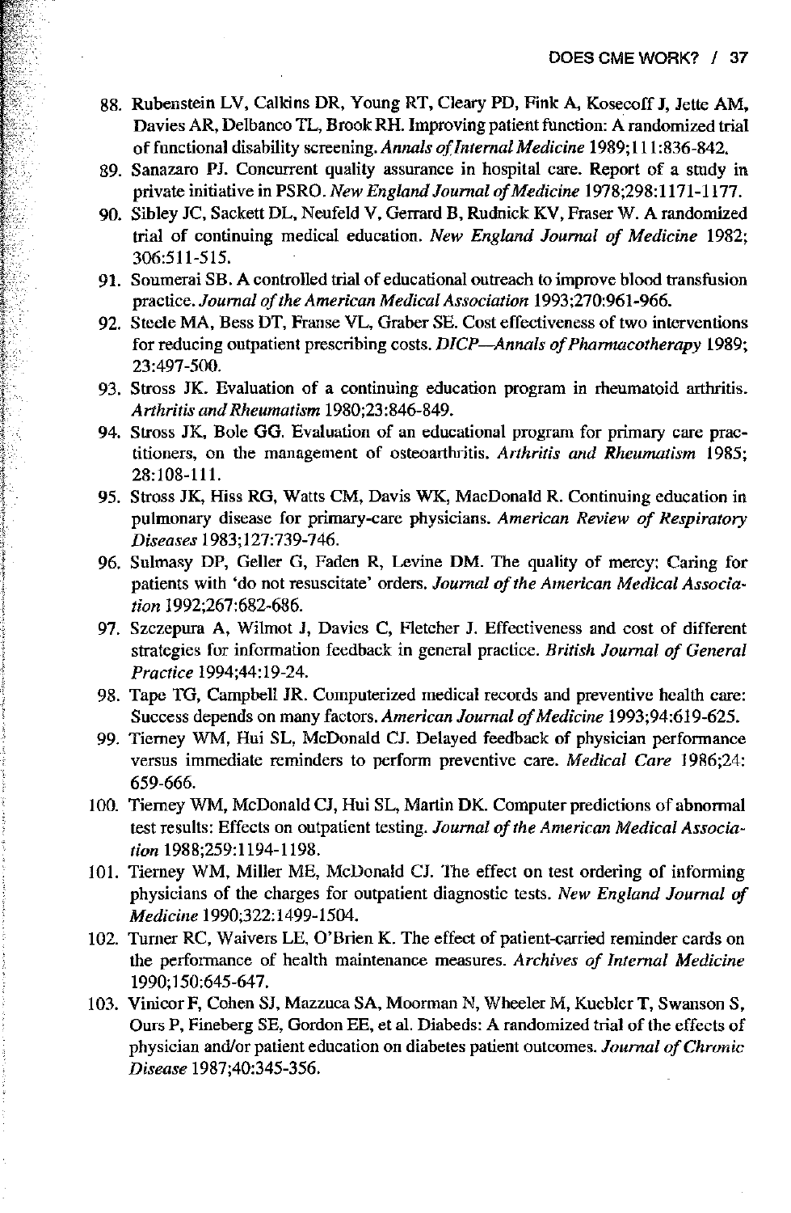88. Rubenstein LV, Calkins DR, Young RT, Cleary PD, Fink A, Kosecoff J, Jette AM, Davies AR, Delbanco TL, Brook RH. Improving patient function: A randomized trial of functional disability screening. *Annals of Internal Medicine* 1989;111:836-842.
89. Sanazaro PJ. Concurrent quality assurance in hospital care. Report of a study in private initiative in PSRO. *New England Journal of Medicine* 1978;298:1171-1177.
90. Sibley JC, Sackett DL, Neufeld V, Gerrard B, Rudnick KV, Fraser W. A randomized trial of continuing medical education. *New England Journal of Medicine* 1982; 306:511-515.
91. Soumerai SB. A controlled trial of educational outreach to improve blood transfusion practice. *Journal of the American Medical Association* 1993;270:961-966.
92. Steele MA, Bess DT, Franse VL, Graber SE. Cost effectiveness of two interventions for reducing outpatient prescribing costs. *DICP—Annals of Pharmacotherapy* 1989; 23:497-500.
93. Stross JK. Evaluation of a continuing education program in rheumatoid arthritis. *Arthritis and Rheumatism* 1980;23:846-849.
94. Stross JK, Bole GG. Evaluation of an educational program for primary care practitioners, on the management of osteoarthritis. *Arthritis and Rheumatism* 1985; 28:108-111.
95. Stross JK, Hiss RG, Watts CM, Davis WK, MacDonald R. Continuing education in pulmonary disease for primary-care physicians. *American Review of Respiratory Diseases* 1983;127:739-746.
96. Sulmasy DP, Geller G, Faden R, Levine DM. The quality of mercy: Caring for patients with 'do not resuscitate' orders. *Journal of the American Medical Association* 1992;267:682-686.
97. Szczepura A, Wilmot J, Davies C, Fletcher J. Effectiveness and cost of different strategies for information feedback in general practice. *British Journal of General Practice* 1994;44:19-24.
98. Tape TG, Campbell JR. Computerized medical records and preventive health care: Success depends on many factors. *American Journal of Medicine* 1993;94:619-625.
99. Tierney WM, Hui SL, McDonald CJ. Delayed feedback of physician performance versus immediate reminders to perform preventive care. *Medical Care* 1986;24: 659-666.
100. Tierney WM, McDonald CJ, Hui SL, Martin DK. Computer predictions of abnormal test results: Effects on outpatient testing. *Journal of the American Medical Association* 1988;259:1194-1198.
101. Tierney WM, Miller ME, McDonald CJ. The effect on test ordering of informing physicians of the charges for outpatient diagnostic tests. *New England Journal of Medicine* 1990;322:1499-1504.
102. Turner RC, Waivers LE, O'Brien K. The effect of patient-carried reminder cards on the performance of health maintenance measures. *Archives of Internal Medicine* 1990;150:645-647.
103. Vinicor F, Cohen SJ, Mazzuca SA, Moorman N, Wheeler M, Kuebler T, Swanson S, Ours P, Fineberg SE, Gordon EE, et al. Diabeds: A randomized trial of the effects of physician and/or patient education on diabetes patient outcomes. *Journal of Chronic Disease* 1987;40:345-356.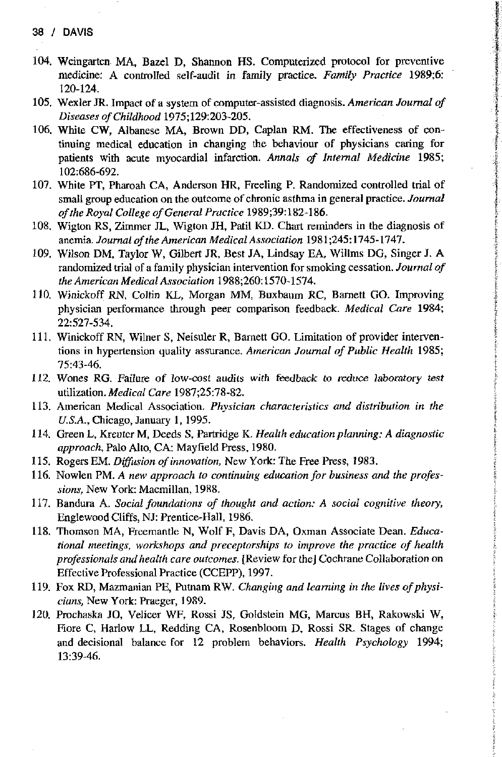104. Weingarten MA, Bazel D, Shannon HS. Computerized protocol for preventive medicine: A controlled self-audit in family practice. *Family Practice* 1989;6: 120-124.
105. Wexler JR. Impact of a system of computer-assisted diagnosis. *American Journal of Diseases of Childhood* 1975;129:203-205.
106. White CW, Albanese MA, Brown DD, Caplan RM. The effectiveness of continuing medical education in changing the behaviour of physicians caring for patients with acute myocardial infarction. *Annals of Internal Medicine* 1985; 102:686-692.
107. White PT, Pharoah CA, Anderson HR, Freeling P. Randomized controlled trial of small group education on the outcome of chronic asthma in general practice. *Journal of the Royal College of General Practice* 1989;39:182-186.
108. Wigton RS, Zimmer JL, Wigton JH, Patil KD. Chart reminders in the diagnosis of anemia. *Journal of the American Medical Association* 1981;245:1745-1747.
109. Wilson DM, Taylor W, Gilbert JR, Best JA, Lindsay EA, Willms DG, Singer J. A randomized trial of a family physician intervention for smoking cessation. *Journal of the American Medical Association* 1988;260:1570-1574.
110. Winickoff RN, Coltin KL, Morgan MM, Buxbaum RC, Barnett GO. Improving physician performance through peer comparison feedback. *Medical Care* 1984; 22:527-534.
111. Winickoff RN, Wilner S, Neisuler R, Barnett GO. Limitation of provider interventions in hypertension quality assurance. *American Journal of Public Health* 1985; 75:43-46.
112. Wones RG. Failure of low-cost audits with feedback to reduce laboratory test utilization. *Medical Care* 1987;25:78-82.
113. American Medical Association. *Physician characteristics and distribution in the U.S.A.*, Chicago, January 1, 1995.
114. Green L, Kreuter M, Deeds S, Partridge K. *Health education planning: A diagnostic approach*, Palo Alto, CA: Mayfield Press, 1980.
115. Rogers EM. *Diffusion of innovation*, New York: The Free Press, 1983.
116. Nowlen PM. *A new approach to continuing education for business and the professions*, New York: Macmillan, 1988.
117. Bandura A. *Social foundations of thought and action: A social cognitive theory*, Englewood Cliffs, NJ: Prentice-Hall, 1986.
118. Thomson MA, Freemantle N, Wolf F, Davis DA, Oxman Associate Dean. *Educational meetings, workshops and preceptorships to improve the practice of health professionals and health care outcomes.* [Review for the] Cochrane Collaboration on Effective Professional Practice (CCEPP), 1997.
119. Fox RD, Mazmanian PE, Putnam RW. *Changing and learning in the lives of physicians*, New York: Praeger, 1989.
120. Prochaska JO, Velicer WF, Rossi JS, Goldstein MG, Marcus BH, Rakowski W, Fiore C, Harlow LL, Redding CA, Rosenbloom D, Rossi SR. Stages of change and decisional balance for 12 problem behaviors. *Health Psychology* 1994; 13:39-46.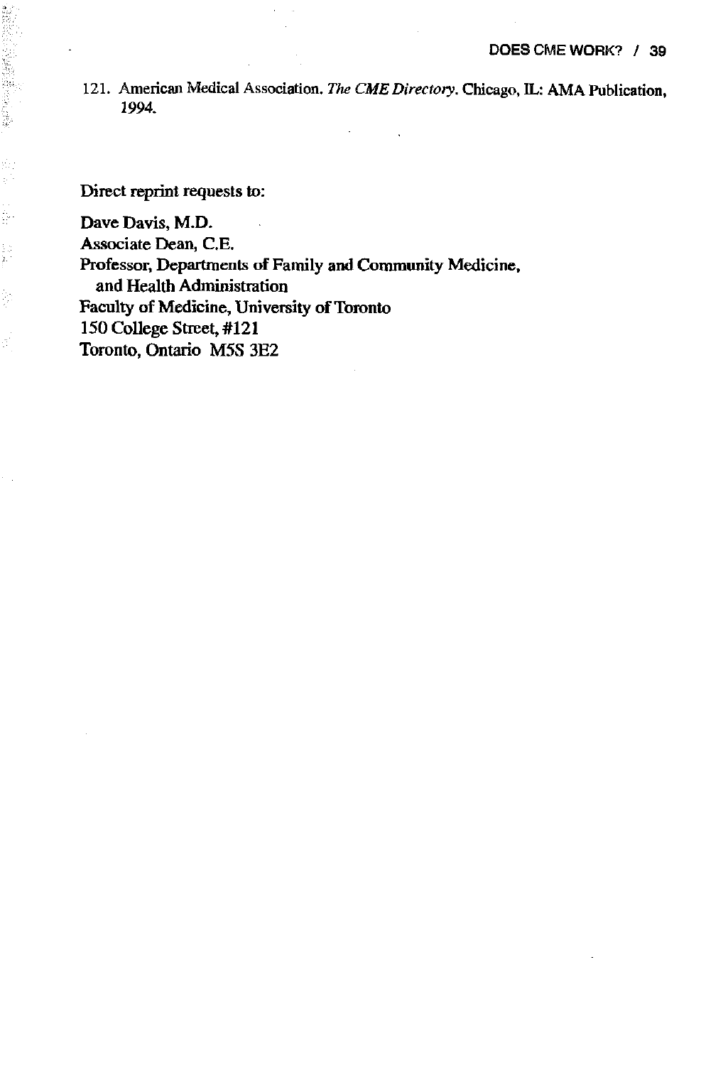121. American Medical Association. *The CME Directory*. Chicago, IL: AMA Publication, 1994.

Direct reprint requests to:

Dave Davis, M.D.
Associate Dean, C.E.
Professor, Departments of Family and Community Medicine,
and Health Administration
Faculty of Medicine, University of Toronto
150 College Street, #121
Toronto, Ontario M5S 3E2